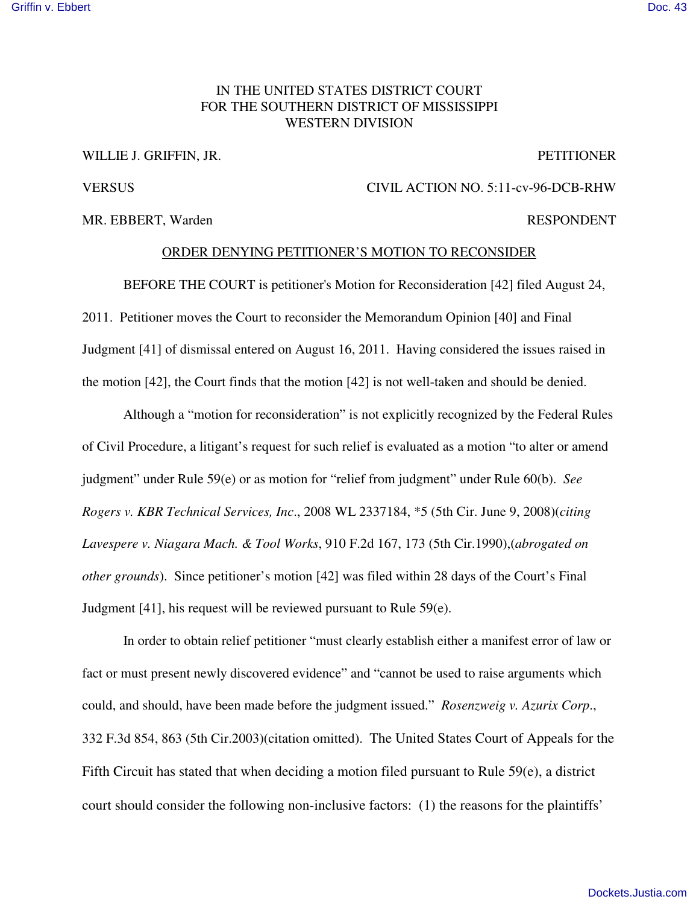IN THE UNITED STATES DISTRICT COURT
FOR THE SOUTHERN DISTRICT OF MISSISSIPPI
WESTERN DIVISION

WILLIE J. GRIFFIN, JR. PETITIONER

VERSUS CIVIL ACTION NO. 5:11-cv-96-DCB-RHW

MR. EBBERT, Warden RESPONDENT

ORDER DENYING PETITIONER'S MOTION TO RECONSIDER

BEFORE THE COURT is petitioner's Motion for Reconsideration [42] filed August 24, 2011. Petitioner moves the Court to reconsider the Memorandum Opinion [40] and Final Judgment [41] of dismissal entered on August 16, 2011. Having considered the issues raised in the motion [42], the Court finds that the motion [42] is not well-taken and should be denied.

Although a "motion for reconsideration" is not explicitly recognized by the Federal Rules of Civil Procedure, a litigant's request for such relief is evaluated as a motion "to alter or amend judgment" under Rule 59(e) or as motion for "relief from judgment" under Rule 60(b). *See Rogers v. KBR Technical Services, Inc*., 2008 WL 2337184, *5 (5th Cir. June 9, 2008)(*citing Lavespere v. Niagara Mach. & Tool Works*, 910 F.2d 167, 173 (5th Cir.1990),(*abrogated on other grounds*). Since petitioner's motion [42] was filed within 28 days of the Court's Final Judgment [41], his request will be reviewed pursuant to Rule 59(e).

In order to obtain relief petitioner "must clearly establish either a manifest error of law or fact or must present newly discovered evidence" and "cannot be used to raise arguments which could, and should, have been made before the judgment issued." *Rosenzweig v. Azurix Corp*., 332 F.3d 854, 863 (5th Cir.2003)(citation omitted). The United States Court of Appeals for the Fifth Circuit has stated that when deciding a motion filed pursuant to Rule 59(e), a district court should consider the following non-inclusive factors: (1) the reasons for the plaintiffs'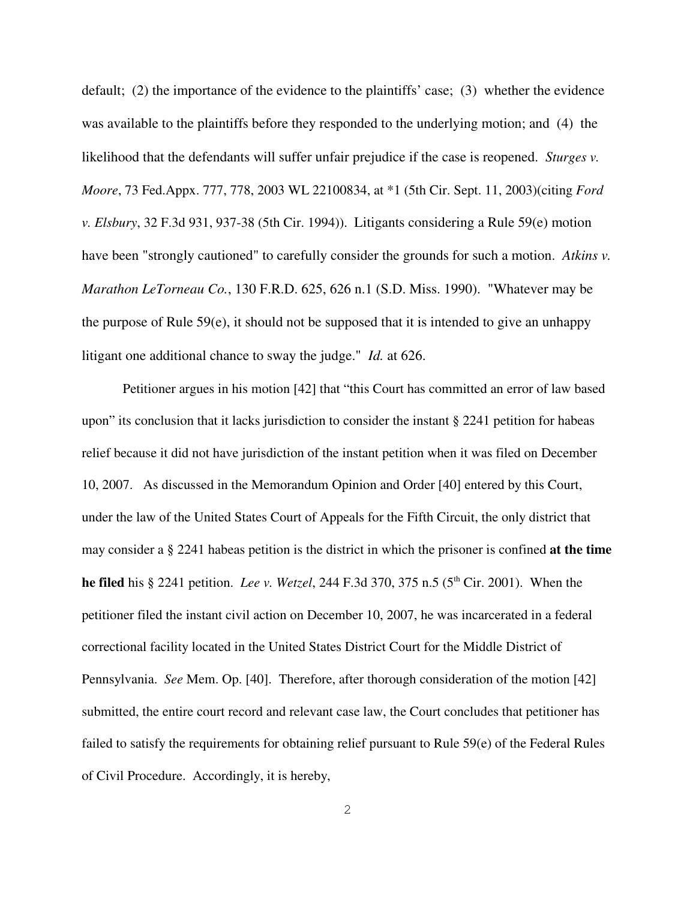default; (2) the importance of the evidence to the plaintiffs' case; (3) whether the evidence was available to the plaintiffs before they responded to the underlying motion; and (4) the likelihood that the defendants will suffer unfair prejudice if the case is reopened. *Sturges v. Moore*, 73 Fed.Appx. 777, 778, 2003 WL 22100834, at *1 (5th Cir. Sept. 11, 2003)(citing *Ford v. Elsbury*, 32 F.3d 931, 937-38 (5th Cir. 1994)). Litigants considering a Rule 59(e) motion have been "strongly cautioned" to carefully consider the grounds for such a motion. *Atkins v. Marathon LeTorneau Co.*, 130 F.R.D. 625, 626 n.1 (S.D. Miss. 1990). "Whatever may be the purpose of Rule 59(e), it should not be supposed that it is intended to give an unhappy litigant one additional chance to sway the judge." *Id.* at 626.

Petitioner argues in his motion [42] that "this Court has committed an error of law based upon" its conclusion that it lacks jurisdiction to consider the instant § 2241 petition for habeas relief because it did not have jurisdiction of the instant petition when it was filed on December 10, 2007. As discussed in the Memorandum Opinion and Order [40] entered by this Court, under the law of the United States Court of Appeals for the Fifth Circuit, the only district that may consider a § 2241 habeas petition is the district in which the prisoner is confined **at the time he filed** his § 2241 petition. *Lee v. Wetzel*, 244 F.3d 370, 375 n.5 (5th Cir. 2001). When the petitioner filed the instant civil action on December 10, 2007, he was incarcerated in a federal correctional facility located in the United States District Court for the Middle District of Pennsylvania. *See* Mem. Op. [40]. Therefore, after thorough consideration of the motion [42] submitted, the entire court record and relevant case law, the Court concludes that petitioner has failed to satisfy the requirements for obtaining relief pursuant to Rule 59(e) of the Federal Rules of Civil Procedure. Accordingly, it is hereby,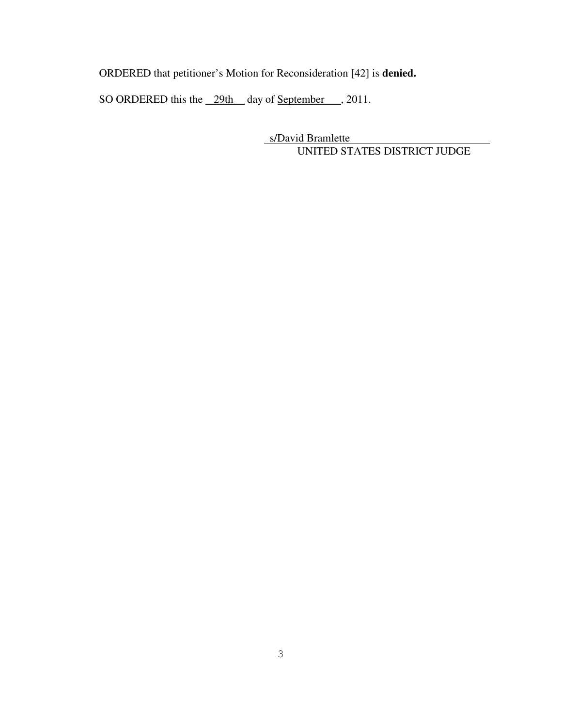ORDERED that petitioner's Motion for Reconsideration [42] is **denied.**

SO ORDERED this the 29th day of September, 2011.

s/David Bramlette
UNITED STATES DISTRICT JUDGE